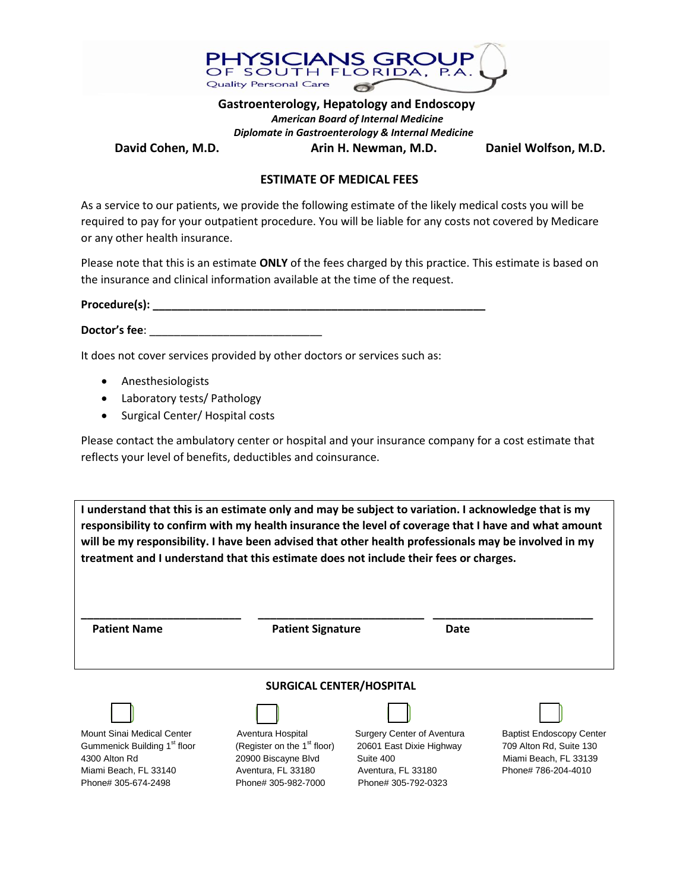**PHYSICIANS GROUP OF SOUTH FLORIDA, P.A.**
Quality Personal Care

**Gastroenterology, Hepatology and Endoscopy**
***American Board of Internal Medicine***
***Diplomate in Gastroenterology & Internal Medicine***

**David Cohen, M.D.** | **Arin H. Newman, M.D.** | **Daniel Wolfson, M.D.**

## ESTIMATE OF MEDICAL FEES

As a service to our patients, we provide the following estimate of the likely medical costs you will be required to pay for your outpatient procedure. You will be liable for any costs not covered by Medicare or any other health insurance.

Please note that this is an estimate **ONLY** of the fees charged by this practice. This estimate is based on the insurance and clinical information available at the time of the request.

**Procedure(s): ________________________________________________________**

**Doctor's fee**: ____________________________

It does not cover services provided by other doctors or services such as:

- Anesthesiologists
- Laboratory tests/ Pathology
- Surgical Center/ Hospital costs

Please contact the ambulatory center or hospital and your insurance company for a cost estimate that reflects your level of benefits, deductibles and coinsurance.

**I understand that this is an estimate only and may be subject to variation. I acknowledge that is my responsibility to confirm with my health insurance the level of coverage that I have and what amount will be my responsibility. I have been advised that other health professionals may be involved in my treatment and I understand that this estimate does not include their fees or charges.**

| ___________________________ | ___________________________ | ___________________________ |
|---|---|---|
| **Patient Name** | **Patient Signature** | **Date** |

### SURGICAL CENTER/HOSPITAL

| ☐ | ☐ | ☐ | ☐ |
|---|---|---|---|
| Mount Sinai Medical Center<br>Gummenick Building 1st floor<br>4300 Alton Rd<br>Miami Beach, FL 33140<br>Phone# 305-674-2498 | Aventura Hospital<br>(Register on the 1st floor)<br>20900 Biscayne Blvd<br>Aventura, FL 33180<br>Phone# 305-982-7000 | Surgery Center of Aventura<br>20601 East Dixie Highway<br>Suite 400<br>Aventura, FL 33180<br>Phone# 305-792-0323 | Baptist Endoscopy Center<br>709 Alton Rd, Suite 130<br>Miami Beach, FL 33139<br>Phone# 786-204-4010 |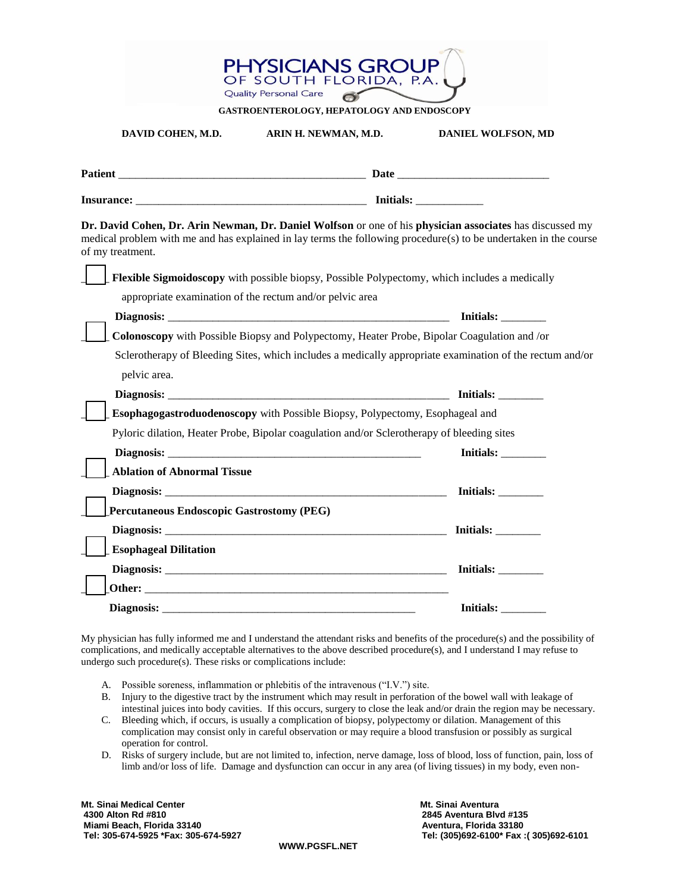**PHYSICIANS GROUP OF SOUTH FLORIDA, P.A.**
Quality Personal Care

**GASTROENTEROLOGY, HEPATOLOGY AND ENDOSCOPY**

**DAVID COHEN, M.D.** **ARIN H. NEWMAN, M.D.** **DANIEL WOLFSON, MD**

**Patient** ___________________________________________ **Date** __________________________

**Insurance:** ________________________________________ **Initials:** ____________

**Dr. David Cohen, Dr. Arin Newman, Dr. Daniel Wolfson** or one of his **physician associates** has discussed my medical problem with me and has explained in lay terms the following procedure(s) to be undertaken in the course of my treatment.

☐ **Flexible Sigmoidoscopy** with possible biopsy, Possible Polypectomy, which includes a medically appropriate examination of the rectum and/or pelvic area

**Diagnosis:** ___________________________________________________ **Initials:** ________

☐ **Colonoscopy** with Possible Biopsy and Polypectomy, Heater Probe, Bipolar Coagulation and /or Sclerotherapy of Bleeding Sites, which includes a medically appropriate examination of the rectum and/or pelvic area.

**Diagnosis:** ___________________________________________________ **Initials:** ________

☐ **Esophagogastroduodenoscopy** with Possible Biopsy, Polypectomy, Esophageal and Pyloric dilation, Heater Probe, Bipolar coagulation and/or Sclerotherapy of bleeding sites

**Diagnosis:** ______________________________________________ **Initials:** ________

☐ **Ablation of Abnormal Tissue**

**Diagnosis:** ___________________________________________________ **Initials:** ________

☐ **Percutaneous Endoscopic Gastrostomy (PEG)**

**Diagnosis:** ___________________________________________________ **Initials:** ________

☐ **Esophageal Dilitation**

**Diagnosis:** ___________________________________________________ **Initials:** ________

☐ **Other:** ________________________________________________________

**Diagnosis:** ______________________________________________ **Initials:** ________

My physician has fully informed me and I understand the attendant risks and benefits of the procedure(s) and the possibility of complications, and medically acceptable alternatives to the above described procedure(s), and I understand I may refuse to undergo such procedure(s). These risks or complications include:

A. Possible soreness, inflammation or phlebitis of the intravenous ("I.V.") site.
B. Injury to the digestive tract by the instrument which may result in perforation of the bowel wall with leakage of intestinal juices into body cavities. If this occurs, surgery to close the leak and/or drain the region may be necessary.
C. Bleeding which, if occurs, is usually a complication of biopsy, polypectomy or dilation. Management of this complication may consist only in careful observation or may require a blood transfusion or possibly as surgical operation for control.
D. Risks of surgery include, but are not limited to, infection, nerve damage, loss of blood, loss of function, pain, loss of limb and/or loss of life. Damage and dysfunction can occur in any area (of living tissues) in my body, even non-

**Mt. Sinai Medical Center**
**4300 Alton Rd #810**
**Miami Beach, Florida 33140**
**Tel: 305-674-5925 *Fax: 305-674-5927**

**Mt. Sinai Aventura**
**2845 Aventura Blvd #135**
**Aventura, Florida 33180**
**Tel: (305)692-6100* Fax :( 305)692-6101**

**WWW.PGSFL.NET**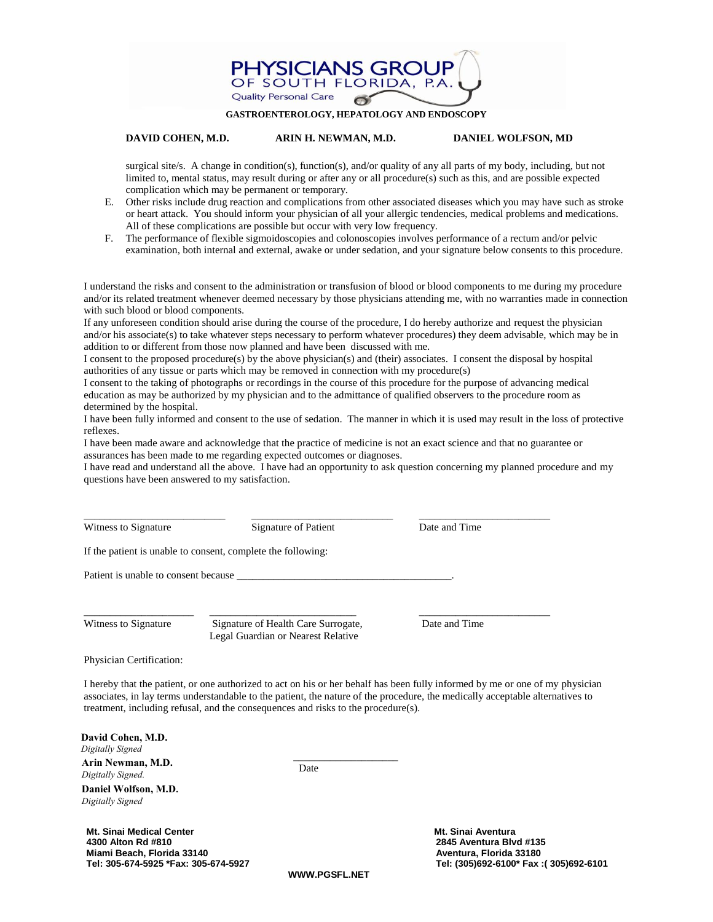surgical site/s. A change in condition(s), function(s), and/or quality of any all parts of my body, including, but not limited to, mental status, may result during or after any or all procedure(s) such as this, and are possible expected complication which may be permanent or temporary.

E. Other risks include drug reaction and complications from other associated diseases which you may have such as stroke or heart attack. You should inform your physician of all your allergic tendencies, medical problems and medications. All of these complications are possible but occur with very low frequency.

F. The performance of flexible sigmoidoscopies and colonoscopies involves performance of a rectum and/or pelvic examination, both internal and external, awake or under sedation, and your signature below consents to this procedure.

I understand the risks and consent to the administration or transfusion of blood or blood components to me during my procedure and/or its related treatment whenever deemed necessary by those physicians attending me, with no warranties made in connection with such blood or blood components.

If any unforeseen condition should arise during the course of the procedure, I do hereby authorize and request the physician and/or his associate(s) to take whatever steps necessary to perform whatever procedures) they deem advisable, which may be in addition to or different from those now planned and have been discussed with me.

I consent to the proposed procedure(s) by the above physician(s) and (their) associates. I consent the disposal by hospital authorities of any tissue or parts which may be removed in connection with my procedure(s)

I consent to the taking of photographs or recordings in the course of this procedure for the purpose of advancing medical education as may be authorized by my physician and to the admittance of qualified observers to the procedure room as determined by the hospital.

I have been fully informed and consent to the use of sedation. The manner in which it is used may result in the loss of protective reflexes.

I have been made aware and acknowledge that the practice of medicine is not an exact science and that no guarantee or assurances has been made to me regarding expected outcomes or diagnoses.

I have read and understand all the above. I have had an opportunity to ask question concerning my planned procedure and my questions have been answered to my satisfaction.

___________________________ ___________________________ _________________________

Witness to Signature          Signature of Patient          Date and Time

If the patient is unable to consent, complete the following:

Patient is unable to consent because _________________________________________.

_____________________ _____________________________ _________________________

Witness to Signature          Signature of Health Care Surrogate, Legal Guardian or Nearest Relative          Date and Time

Physician Certification:

I hereby that the patient, or one authorized to act on his or her behalf has been fully informed by me or one of my physician associates, in lay terms understandable to the patient, the nature of the procedure, the medically acceptable alternatives to treatment, including refusal, and the consequences and risks to the procedure(s).

**David Cohen, M.D.**
*Digitally Signed*

**Arin Newman, M.D.**
*Digitally Signed.*

**Daniel Wolfson, M.D.**
*Digitally Signed*

____________________
Date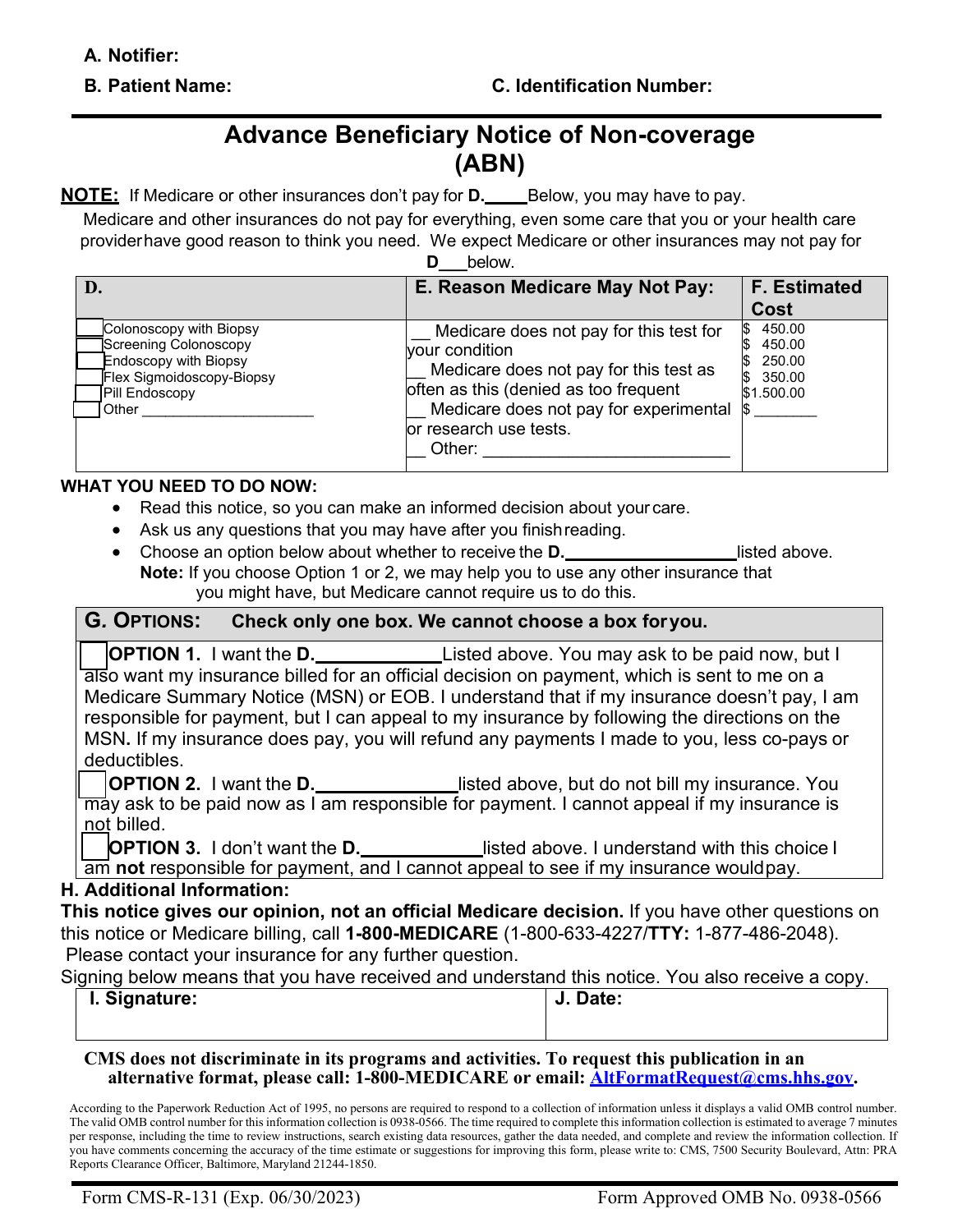**A. Notifier:**

**B. Patient Name:** **C. Identification Number:**

# Advance Beneficiary Notice of Non-coverage (ABN)

**NOTE:** If Medicare or other insurances don't pay for **D.____** Below, you may have to pay.

Medicare and other insurances do not pay for everything, even some care that you or your health care provider have good reason to think you need. We expect Medicare or other insurances may not pay for **D___** below.

| D. | E. Reason Medicare May Not Pay: | F. Estimated Cost |
|---|---|---|
| ☐ Colonoscopy with Biopsy<br>☐ Screening Colonoscopy<br>☐ Endoscopy with Biopsy<br>☐ Flex Sigmoidoscopy-Biopsy<br>☐ Pill Endoscopy<br>☐ Other ____________________ | __ Medicare does not pay for this test for your condition<br>__ Medicare does not pay for this test as often as this (denied as too frequent<br>__ Medicare does not pay for experimental or research use tests.<br>__ Other: __________________________ | $ 450.00<br>$ 450.00<br>$ 250.00<br>$ 350.00<br>$1.500.00<br>$ _______ |

**WHAT YOU NEED TO DO NOW:**

- Read this notice, so you can make an informed decision about your care.
- Ask us any questions that you may have after you finish reading.
- Choose an option below about whether to receive the **D.__________________** listed above.
  **Note:** If you choose Option 1 or 2, we may help you to use any other insurance that you might have, but Medicare cannot require us to do this.

**G. OPTIONS: Check only one box. We cannot choose a box for you.**

☐ **OPTION 1.** I want the **D.____________** Listed above. You may ask to be paid now, but I also want my insurance billed for an official decision on payment, which is sent to me on a Medicare Summary Notice (MSN) or EOB. I understand that if my insurance doesn't pay, I am responsible for payment, but I can appeal to my insurance by following the directions on the MSN**.** If my insurance does pay, you will refund any payments I made to you, less co-pays or deductibles.

☐ **OPTION 2.** I want the **D.______________** listed above, but do not bill my insurance. You may ask to be paid now as I am responsible for payment. I cannot appeal if my insurance is not billed.

☐ **OPTION 3.** I don't want the **D.____________** listed above. I understand with this choice I am **not** responsible for payment, and I cannot appeal to see if my insurance would pay.

**H. Additional Information:**

**This notice gives our opinion, not an official Medicare decision.** If you have other questions on this notice or Medicare billing, call **1-800-MEDICARE** (1-800-633-4227/**TTY:** 1-877-486-2048). Please contact your insurance for any further question.

Signing below means that you have received and understand this notice. You also receive a copy.

| I. Signature: | J. Date: |
|---|---|
| | |

**CMS does not discriminate in its programs and activities. To request this publication in an alternative format, please call: 1-800-MEDICARE or email: AltFormatRequest@cms.hhs.gov.**

According to the Paperwork Reduction Act of 1995, no persons are required to respond to a collection of information unless it displays a valid OMB control number. The valid OMB control number for this information collection is 0938-0566. The time required to complete this information collection is estimated to average 7 minutes per response, including the time to review instructions, search existing data resources, gather the data needed, and complete and review the information collection. If you have comments concerning the accuracy of the time estimate or suggestions for improving this form, please write to: CMS, 7500 Security Boulevard, Attn: PRA Reports Clearance Officer, Baltimore, Maryland 21244-1850.

Form CMS-R-131 (Exp. 06/30/2023) Form Approved OMB No. 0938-0566